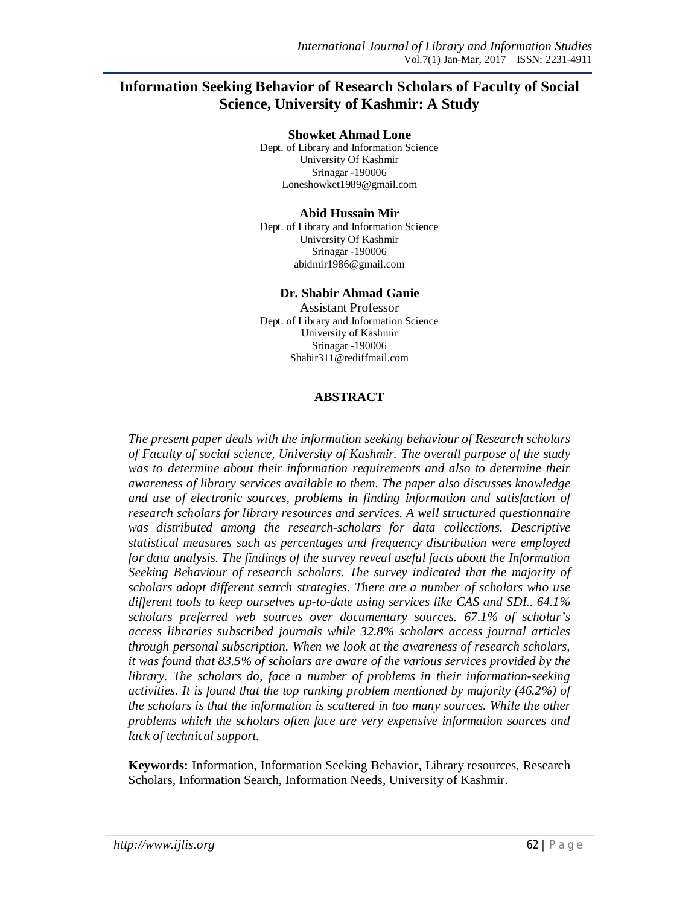# Information Seeking Behavior of Research Scholars of Faculty of Social Science, University of Kashmir: A Study

**Showket Ahmad Lone**
Dept. of Library and Information Science
University Of Kashmir
Srinagar -190006
Loneshowket1989@gmail.com

**Abid Hussain Mir**
Dept. of Library and Information Science
University Of Kashmir
Srinagar -190006
abidmir1986@gmail.com

**Dr. Shabir Ahmad Ganie**
Assistant Professor
Dept. of Library and Information Science
University of Kashmir
Srinagar -190006
Shabir311@rediffmail.com

## ABSTRACT

*The present paper deals with the information seeking behaviour of Research scholars of Faculty of social science, University of Kashmir. The overall purpose of the study was to determine about their information requirements and also to determine their awareness of library services available to them. The paper also discusses knowledge and use of electronic sources, problems in finding information and satisfaction of research scholars for library resources and services. A well structured questionnaire was distributed among the research-scholars for data collections. Descriptive statistical measures such as percentages and frequency distribution were employed for data analysis. The findings of the survey reveal useful facts about the Information Seeking Behaviour of research scholars. The survey indicated that the majority of scholars adopt different search strategies. There are a number of scholars who use different tools to keep ourselves up-to-date using services like CAS and SDI.. 64.1% scholars preferred web sources over documentary sources. 67.1% of scholar's access libraries subscribed journals while 32.8% scholars access journal articles through personal subscription. When we look at the awareness of research scholars, it was found that 83.5% of scholars are aware of the various services provided by the library. The scholars do, face a number of problems in their information-seeking activities. It is found that the top ranking problem mentioned by majority (46.2%) of the scholars is that the information is scattered in too many sources. While the other problems which the scholars often face are very expensive information sources and lack of technical support.*

**Keywords:** Information, Information Seeking Behavior, Library resources, Research Scholars, Information Search, Information Needs, University of Kashmir.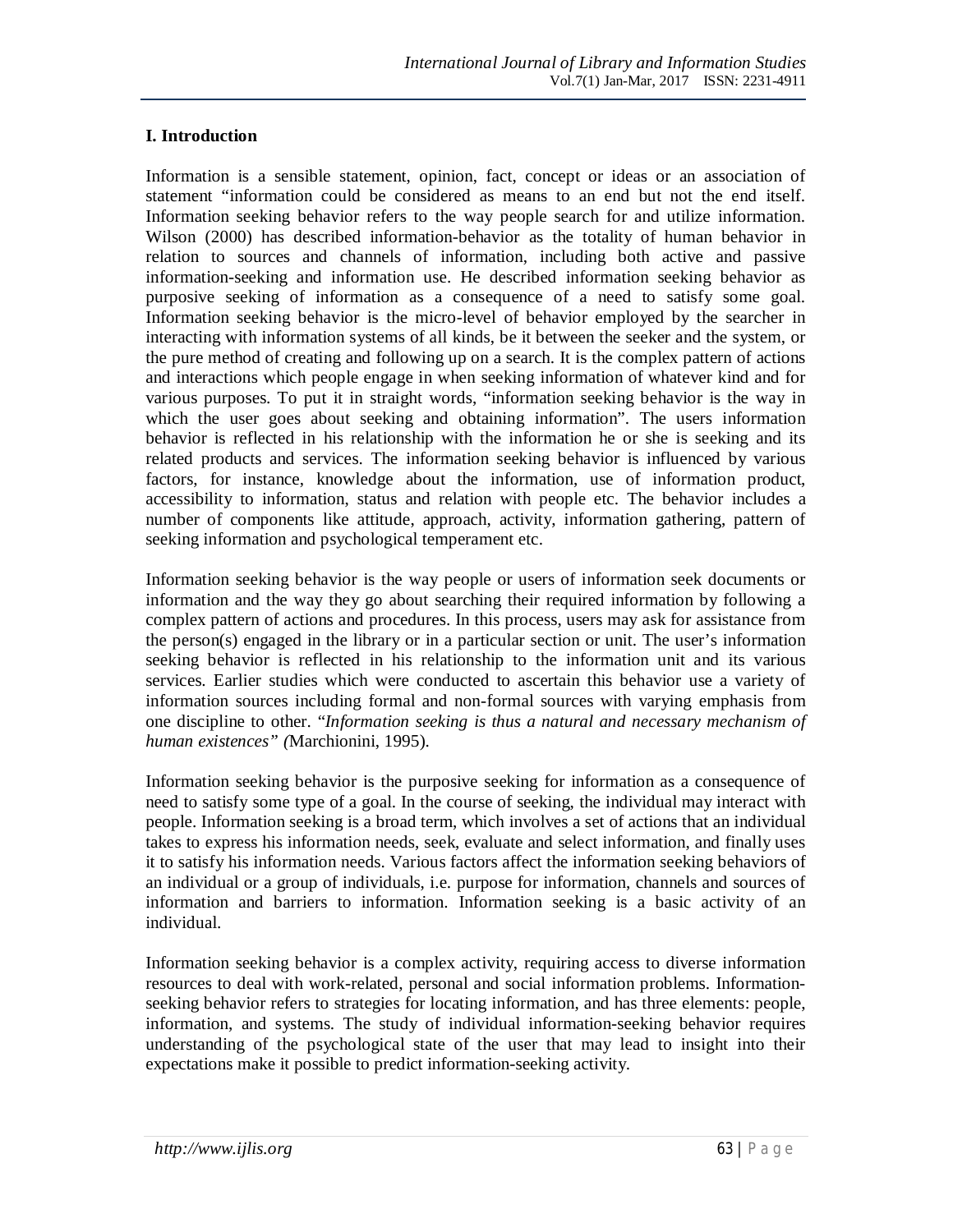## I. Introduction

Information is a sensible statement, opinion, fact, concept or ideas or an association of statement "information could be considered as means to an end but not the end itself. Information seeking behavior refers to the way people search for and utilize information. Wilson (2000) has described information-behavior as the totality of human behavior in relation to sources and channels of information, including both active and passive information-seeking and information use. He described information seeking behavior as purposive seeking of information as a consequence of a need to satisfy some goal. Information seeking behavior is the micro-level of behavior employed by the searcher in interacting with information systems of all kinds, be it between the seeker and the system, or the pure method of creating and following up on a search. It is the complex pattern of actions and interactions which people engage in when seeking information of whatever kind and for various purposes. To put it in straight words, "information seeking behavior is the way in which the user goes about seeking and obtaining information". The users information behavior is reflected in his relationship with the information he or she is seeking and its related products and services. The information seeking behavior is influenced by various factors, for instance, knowledge about the information, use of information product, accessibility to information, status and relation with people etc. The behavior includes a number of components like attitude, approach, activity, information gathering, pattern of seeking information and psychological temperament etc.

Information seeking behavior is the way people or users of information seek documents or information and the way they go about searching their required information by following a complex pattern of actions and procedures. In this process, users may ask for assistance from the person(s) engaged in the library or in a particular section or unit. The user's information seeking behavior is reflected in his relationship to the information unit and its various services. Earlier studies which were conducted to ascertain this behavior use a variety of information sources including formal and non-formal sources with varying emphasis from one discipline to other. "*Information seeking is thus a natural and necessary mechanism of human existences" (*Marchionini, 1995).

Information seeking behavior is the purposive seeking for information as a consequence of need to satisfy some type of a goal. In the course of seeking, the individual may interact with people. Information seeking is a broad term, which involves a set of actions that an individual takes to express his information needs, seek, evaluate and select information, and finally uses it to satisfy his information needs. Various factors affect the information seeking behaviors of an individual or a group of individuals, i.e. purpose for information, channels and sources of information and barriers to information. Information seeking is a basic activity of an individual.

Information seeking behavior is a complex activity, requiring access to diverse information resources to deal with work-related, personal and social information problems. Information-seeking behavior refers to strategies for locating information, and has three elements: people, information, and systems. The study of individual information-seeking behavior requires understanding of the psychological state of the user that may lead to insight into their expectations make it possible to predict information-seeking activity.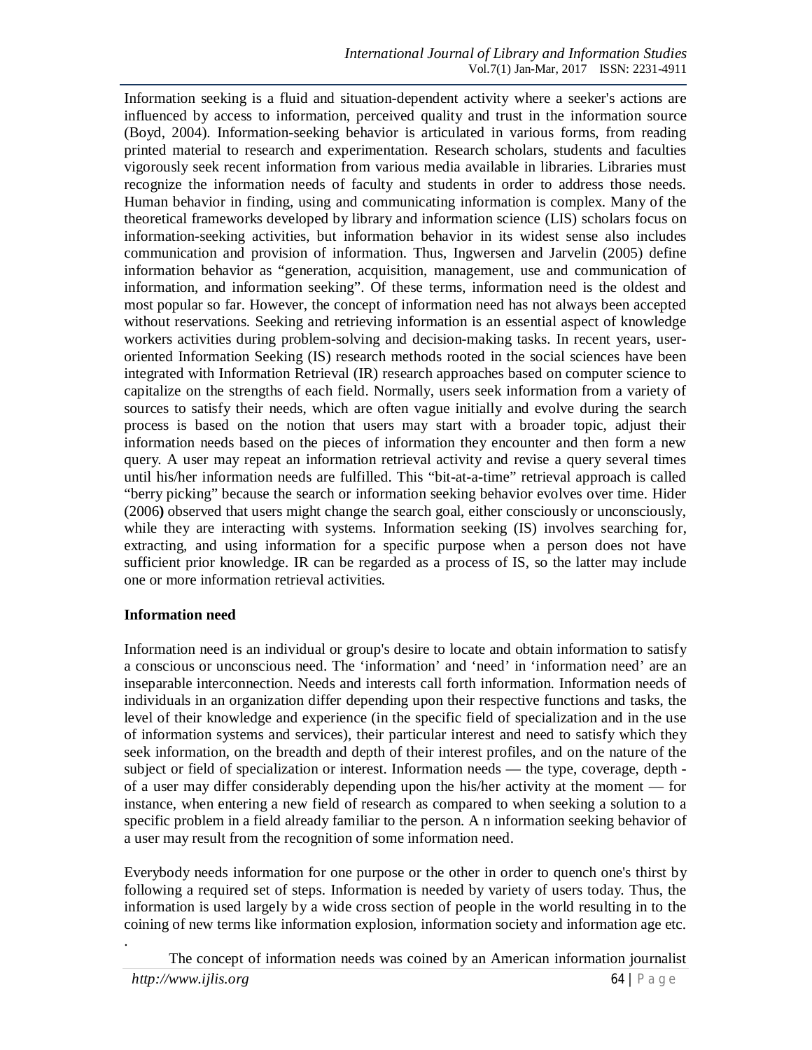Information seeking is a fluid and situation-dependent activity where a seeker's actions are influenced by access to information, perceived quality and trust in the information source (Boyd, 2004). Information-seeking behavior is articulated in various forms, from reading printed material to research and experimentation. Research scholars, students and faculties vigorously seek recent information from various media available in libraries. Libraries must recognize the information needs of faculty and students in order to address those needs. Human behavior in finding, using and communicating information is complex. Many of the theoretical frameworks developed by library and information science (LIS) scholars focus on information-seeking activities, but information behavior in its widest sense also includes communication and provision of information. Thus, Ingwersen and Jarvelin (2005) define information behavior as "generation, acquisition, management, use and communication of information, and information seeking". Of these terms, information need is the oldest and most popular so far. However, the concept of information need has not always been accepted without reservations. Seeking and retrieving information is an essential aspect of knowledge workers activities during problem-solving and decision-making tasks. In recent years, user-oriented Information Seeking (IS) research methods rooted in the social sciences have been integrated with Information Retrieval (IR) research approaches based on computer science to capitalize on the strengths of each field. Normally, users seek information from a variety of sources to satisfy their needs, which are often vague initially and evolve during the search process is based on the notion that users may start with a broader topic, adjust their information needs based on the pieces of information they encounter and then form a new query. A user may repeat an information retrieval activity and revise a query several times until his/her information needs are fulfilled. This "bit-at-a-time" retrieval approach is called "berry picking" because the search or information seeking behavior evolves over time. Hider (2006**)** observed that users might change the search goal, either consciously or unconsciously, while they are interacting with systems. Information seeking (IS) involves searching for, extracting, and using information for a specific purpose when a person does not have sufficient prior knowledge. IR can be regarded as a process of IS, so the latter may include one or more information retrieval activities.

**Information need**

Information need is an individual or group's desire to locate and obtain information to satisfy a conscious or unconscious need. The 'information' and 'need' in 'information need' are an inseparable interconnection. Needs and interests call forth information. Information needs of individuals in an organization differ depending upon their respective functions and tasks, the level of their knowledge and experience (in the specific field of specialization and in the use of information systems and services), their particular interest and need to satisfy which they seek information, on the breadth and depth of their interest profiles, and on the nature of the subject or field of specialization or interest. Information needs — the type, coverage, depth - of a user may differ considerably depending upon the his/her activity at the moment — for instance, when entering a new field of research as compared to when seeking a solution to a specific problem in a field already familiar to the person. A n information seeking behavior of a user may result from the recognition of some information need.

Everybody needs information for one purpose or the other in order to quench one's thirst by following a required set of steps. Information is needed by variety of users today. Thus, the information is used largely by a wide cross section of people in the world resulting in to the coining of new terms like information explosion, information society and information age etc.
.

The concept of information needs was coined by an American information journalist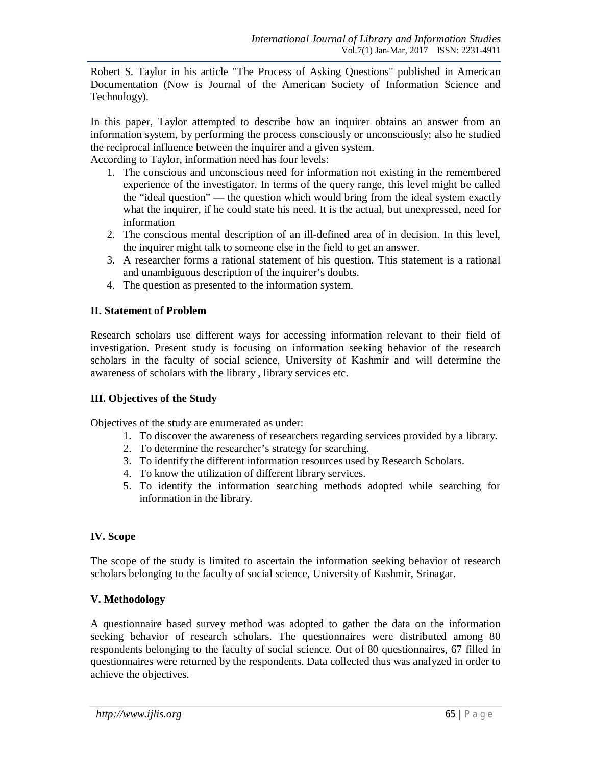Robert S. Taylor in his article "The Process of Asking Questions" published in American Documentation (Now is Journal of the American Society of Information Science and Technology).

In this paper, Taylor attempted to describe how an inquirer obtains an answer from an information system, by performing the process consciously or unconsciously; also he studied the reciprocal influence between the inquirer and a given system.
According to Taylor, information need has four levels:

1. The conscious and unconscious need for information not existing in the remembered experience of the investigator. In terms of the query range, this level might be called the “ideal question” — the question which would bring from the ideal system exactly what the inquirer, if he could state his need. It is the actual, but unexpressed, need for information
2. The conscious mental description of an ill-defined area of in decision. In this level, the inquirer might talk to someone else in the field to get an answer.
3. A researcher forms a rational statement of his question. This statement is a rational and unambiguous description of the inquirer’s doubts.
4. The question as presented to the information system.

## II. Statement of Problem

Research scholars use different ways for accessing information relevant to their field of investigation. Present study is focusing on information seeking behavior of the research scholars in the faculty of social science, University of Kashmir and will determine the awareness of scholars with the library , library services etc.

## III. Objectives of the Study

Objectives of the study are enumerated as under:

1. To discover the awareness of researchers regarding services provided by a library.
2. To determine the researcher’s strategy for searching.
3. To identify the different information resources used by Research Scholars.
4. To know the utilization of different library services.
5. To identify the information searching methods adopted while searching for information in the library.

## IV. Scope

The scope of the study is limited to ascertain the information seeking behavior of research scholars belonging to the faculty of social science, University of Kashmir, Srinagar.

## V. Methodology

A questionnaire based survey method was adopted to gather the data on the information seeking behavior of research scholars. The questionnaires were distributed among 80 respondents belonging to the faculty of social science. Out of 80 questionnaires, 67 filled in questionnaires were returned by the respondents. Data collected thus was analyzed in order to achieve the objectives.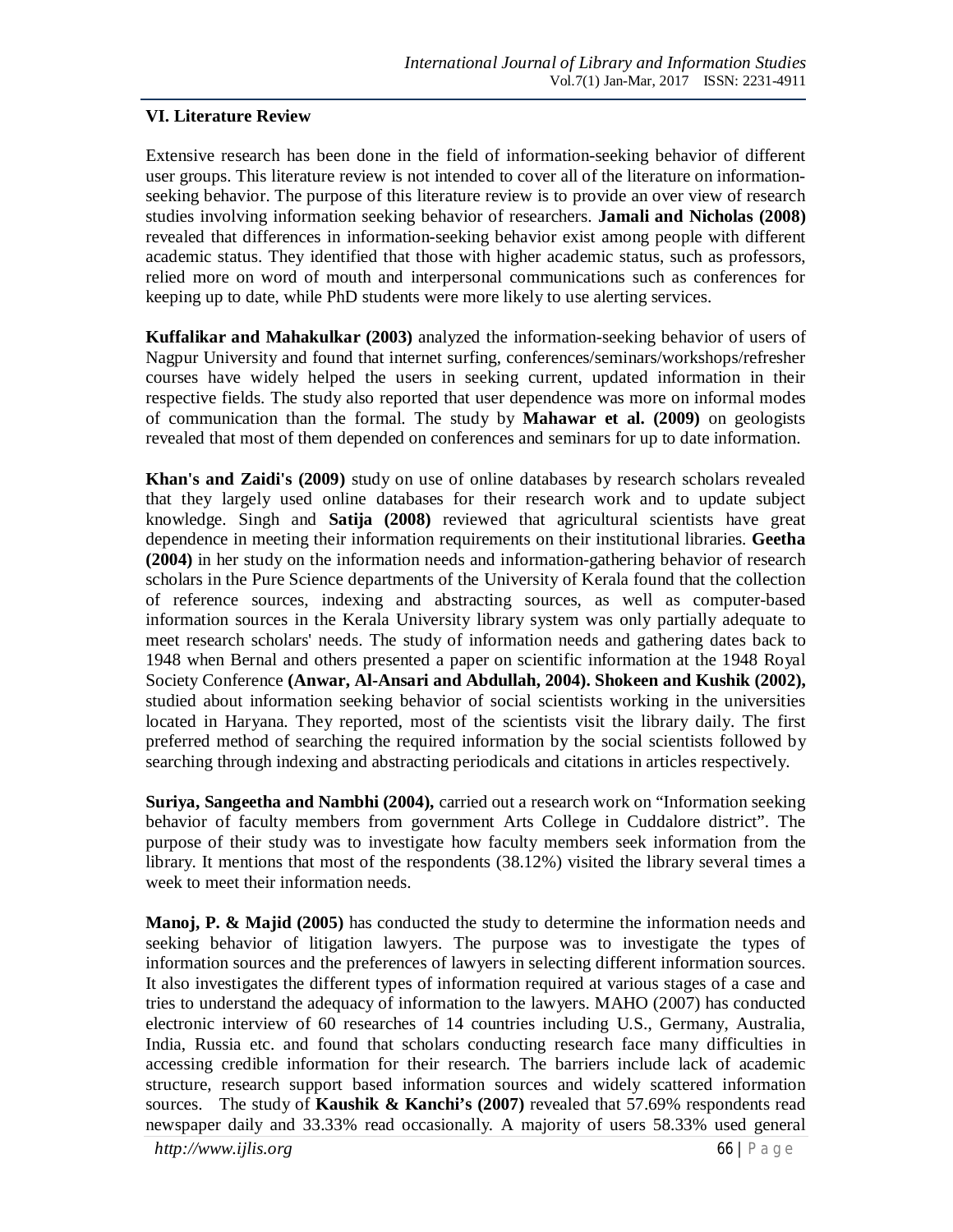## VI. Literature Review

Extensive research has been done in the field of information-seeking behavior of different user groups. This literature review is not intended to cover all of the literature on information-seeking behavior. The purpose of this literature review is to provide an over view of research studies involving information seeking behavior of researchers. **Jamali and Nicholas (2008)** revealed that differences in information-seeking behavior exist among people with different academic status. They identified that those with higher academic status, such as professors, relied more on word of mouth and interpersonal communications such as conferences for keeping up to date, while PhD students were more likely to use alerting services.

**Kuffalikar and Mahakulkar (2003)** analyzed the information-seeking behavior of users of Nagpur University and found that internet surfing, conferences/seminars/workshops/refresher courses have widely helped the users in seeking current, updated information in their respective fields. The study also reported that user dependence was more on informal modes of communication than the formal. The study by **Mahawar et al. (2009)** on geologists revealed that most of them depended on conferences and seminars for up to date information.

**Khan's and Zaidi's (2009)** study on use of online databases by research scholars revealed that they largely used online databases for their research work and to update subject knowledge. Singh and **Satija (2008)** reviewed that agricultural scientists have great dependence in meeting their information requirements on their institutional libraries. **Geetha (2004)** in her study on the information needs and information-gathering behavior of research scholars in the Pure Science departments of the University of Kerala found that the collection of reference sources, indexing and abstracting sources, as well as computer-based information sources in the Kerala University library system was only partially adequate to meet research scholars' needs. The study of information needs and gathering dates back to 1948 when Bernal and others presented a paper on scientific information at the 1948 Royal Society Conference **(Anwar, Al-Ansari and Abdullah, 2004). Shokeen and Kushik (2002),** studied about information seeking behavior of social scientists working in the universities located in Haryana. They reported, most of the scientists visit the library daily. The first preferred method of searching the required information by the social scientists followed by searching through indexing and abstracting periodicals and citations in articles respectively.

**Suriya, Sangeetha and Nambhi (2004),** carried out a research work on "Information seeking behavior of faculty members from government Arts College in Cuddalore district". The purpose of their study was to investigate how faculty members seek information from the library. It mentions that most of the respondents (38.12%) visited the library several times a week to meet their information needs.

**Manoj, P. & Majid (2005)** has conducted the study to determine the information needs and seeking behavior of litigation lawyers. The purpose was to investigate the types of information sources and the preferences of lawyers in selecting different information sources. It also investigates the different types of information required at various stages of a case and tries to understand the adequacy of information to the lawyers. MAHO (2007) has conducted electronic interview of 60 researches of 14 countries including U.S., Germany, Australia, India, Russia etc. and found that scholars conducting research face many difficulties in accessing credible information for their research. The barriers include lack of academic structure, research support based information sources and widely scattered information sources. The study of **Kaushik & Kanchi's (2007)** revealed that 57.69% respondents read newspaper daily and 33.33% read occasionally. A majority of users 58.33% used general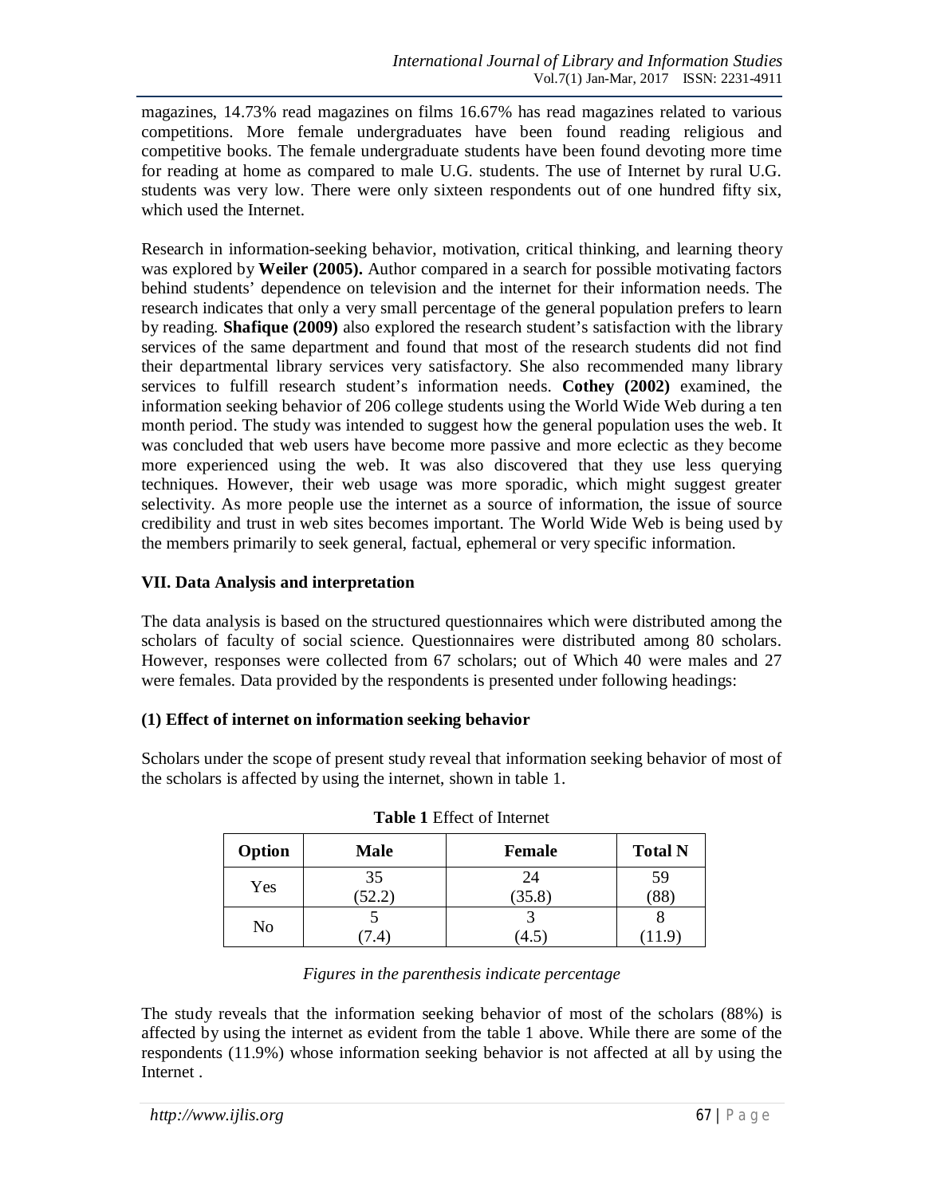magazines, 14.73% read magazines on films 16.67% has read magazines related to various competitions. More female undergraduates have been found reading religious and competitive books. The female undergraduate students have been found devoting more time for reading at home as compared to male U.G. students. The use of Internet by rural U.G. students was very low. There were only sixteen respondents out of one hundred fifty six, which used the Internet.

Research in information-seeking behavior, motivation, critical thinking, and learning theory was explored by **Weiler (2005).** Author compared in a search for possible motivating factors behind students' dependence on television and the internet for their information needs. The research indicates that only a very small percentage of the general population prefers to learn by reading. **Shafique (2009)** also explored the research student's satisfaction with the library services of the same department and found that most of the research students did not find their departmental library services very satisfactory. She also recommended many library services to fulfill research student's information needs. **Cothey (2002)** examined, the information seeking behavior of 206 college students using the World Wide Web during a ten month period. The study was intended to suggest how the general population uses the web. It was concluded that web users have become more passive and more eclectic as they become more experienced using the web. It was also discovered that they use less querying techniques. However, their web usage was more sporadic, which might suggest greater selectivity. As more people use the internet as a source of information, the issue of source credibility and trust in web sites becomes important. The World Wide Web is being used by the members primarily to seek general, factual, ephemeral or very specific information.

## VII. Data Analysis and interpretation

The data analysis is based on the structured questionnaires which were distributed among the scholars of faculty of social science. Questionnaires were distributed among 80 scholars. However, responses were collected from 67 scholars; out of Which 40 were males and 27 were females. Data provided by the respondents is presented under following headings:

### (1) Effect of internet on information seeking behavior

Scholars under the scope of present study reveal that information seeking behavior of most of the scholars is affected by using the internet, shown in table 1.

**Table 1** Effect of Internet

| Option | Male | Female | Total N |
|---|---|---|---|
| Yes | 35 (52.2) | 24 (35.8) | 59 (88) |
| No | 5 (7.4) | 3 (4.5) | 8 (11.9) |

*Figures in the parenthesis indicate percentage*

The study reveals that the information seeking behavior of most of the scholars (88%) is affected by using the internet as evident from the table 1 above. While there are some of the respondents (11.9%) whose information seeking behavior is not affected at all by using the Internet .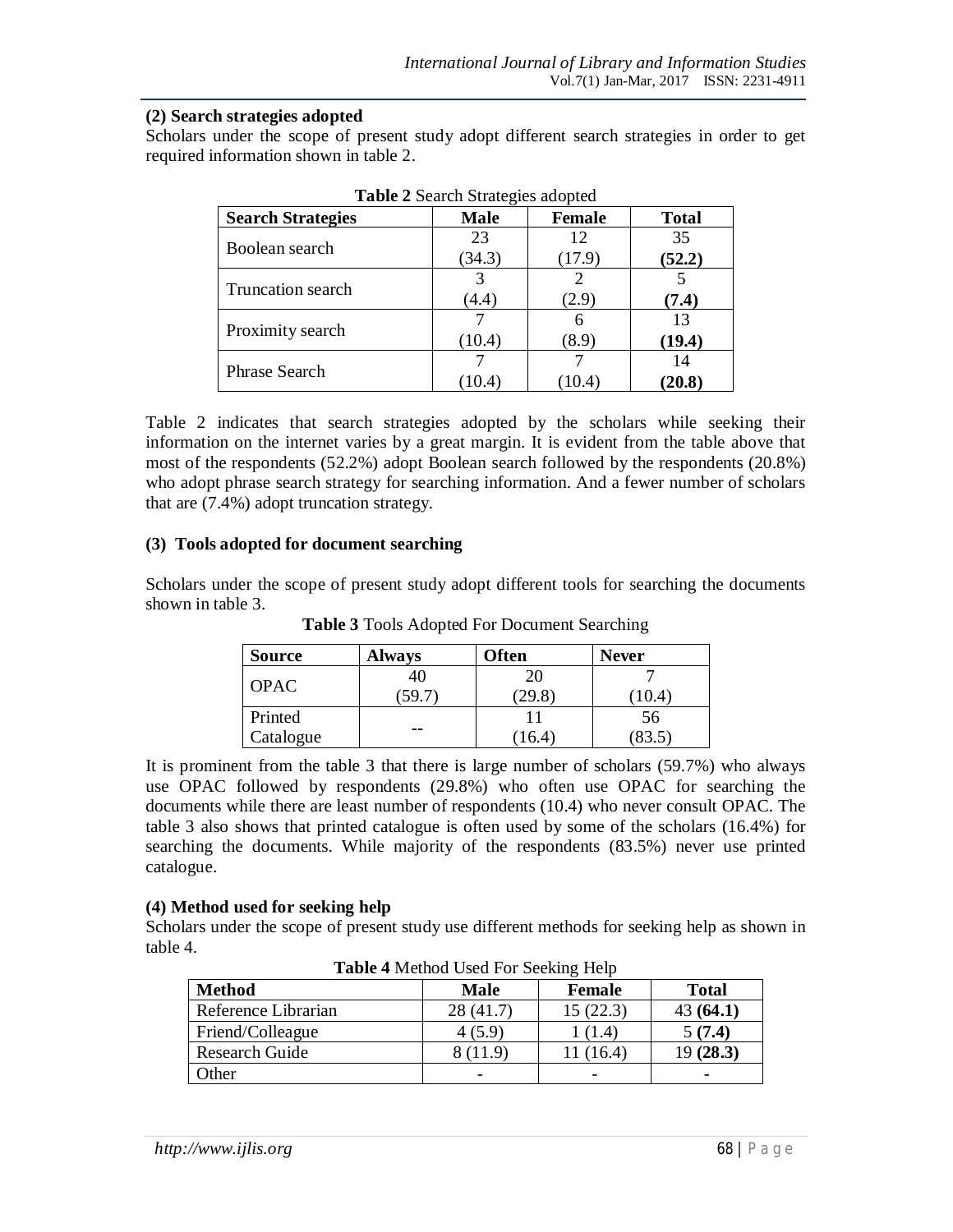**(2) Search strategies adopted**

Scholars under the scope of present study adopt different search strategies in order to get required information shown in table 2.

**Table 2** Search Strategies adopted

| Search Strategies | Male | Female | Total |
|---|---|---|---|
| Boolean search | 23 (34.3) | 12 (17.9) | 35 **(52.2)** |
| Truncation search | 3 (4.4) | 2 (2.9) | 5 **(7.4)** |
| Proximity search | 7 (10.4) | 6 (8.9) | 13 **(19.4)** |
| Phrase Search | 7 (10.4) | 7 (10.4) | 14 **(20.8)** |

Table 2 indicates that search strategies adopted by the scholars while seeking their information on the internet varies by a great margin. It is evident from the table above that most of the respondents (52.2%) adopt Boolean search followed by the respondents (20.8%) who adopt phrase search strategy for searching information. And a fewer number of scholars that are (7.4%) adopt truncation strategy.

**(3) Tools adopted for document searching**

Scholars under the scope of present study adopt different tools for searching the documents shown in table 3.

**Table 3** Tools Adopted For Document Searching

| Source | Always | Often | Never |
|---|---|---|---|
| OPAC | 40 (59.7) | 20 (29.8) | 7 (10.4) |
| Printed Catalogue | -- | 11 (16.4) | 56 (83.5) |

It is prominent from the table 3 that there is large number of scholars (59.7%) who always use OPAC followed by respondents (29.8%) who often use OPAC for searching the documents while there are least number of respondents (10.4) who never consult OPAC. The table 3 also shows that printed catalogue is often used by some of the scholars (16.4%) for searching the documents. While majority of the respondents (83.5%) never use printed catalogue.

**(4) Method used for seeking help**

Scholars under the scope of present study use different methods for seeking help as shown in table 4.

**Table 4** Method Used For Seeking Help

| Method | Male | Female | Total |
|---|---|---|---|
| Reference Librarian | 28 (41.7) | 15 (22.3) | 43 **(64.1)** |
| Friend/Colleague | 4 (5.9) | 1 (1.4) | 5 **(7.4)** |
| Research Guide | 8 (11.9) | 11 (16.4) | 19 **(28.3)** |
| Other | - | - | - |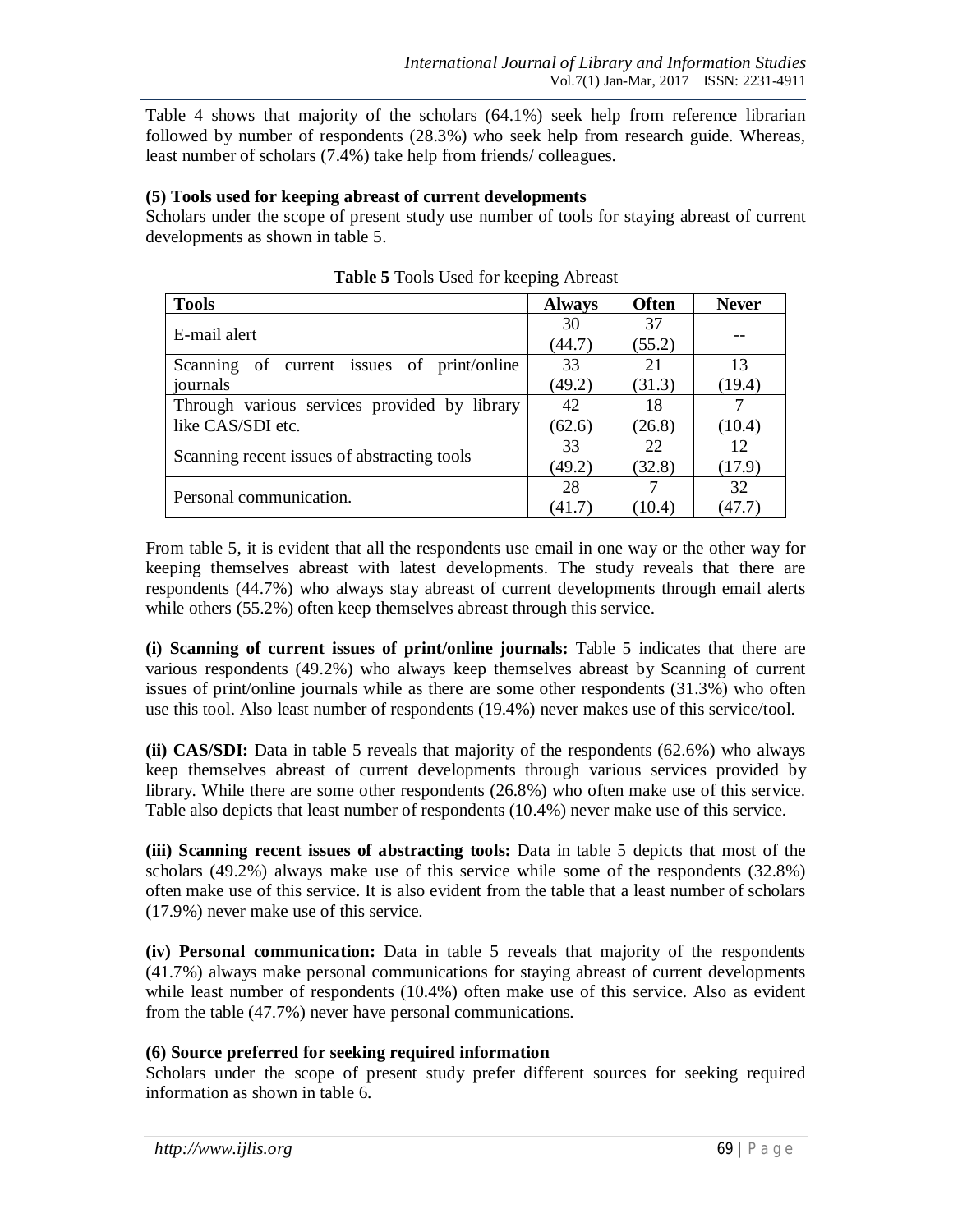Table 4 shows that majority of the scholars (64.1%) seek help from reference librarian followed by number of respondents (28.3%) who seek help from research guide. Whereas, least number of scholars (7.4%) take help from friends/ colleagues.

### (5) Tools used for keeping abreast of current developments

Scholars under the scope of present study use number of tools for staying abreast of current developments as shown in table 5.

**Table 5** Tools Used for keeping Abreast

| Tools | Always | Often | Never |
|---|---|---|---|
| E-mail alert | 30 (44.7) | 37 (55.2) | -- |
| Scanning of current issues of print/online journals | 33 (49.2) | 21 (31.3) | 13 (19.4) |
| Through various services provided by library like CAS/SDI etc. | 42 (62.6) | 18 (26.8) | 7 (10.4) |
| Scanning recent issues of abstracting tools | 33 (49.2) | 22 (32.8) | 12 (17.9) |
| Personal communication. | 28 (41.7) | 7 (10.4) | 32 (47.7) |

From table 5, it is evident that all the respondents use email in one way or the other way for keeping themselves abreast with latest developments. The study reveals that there are respondents (44.7%) who always stay abreast of current developments through email alerts while others (55.2%) often keep themselves abreast through this service.

**(i) Scanning of current issues of print/online journals:** Table 5 indicates that there are various respondents (49.2%) who always keep themselves abreast by Scanning of current issues of print/online journals while as there are some other respondents (31.3%) who often use this tool. Also least number of respondents (19.4%) never makes use of this service/tool.

**(ii) CAS/SDI:** Data in table 5 reveals that majority of the respondents (62.6%) who always keep themselves abreast of current developments through various services provided by library. While there are some other respondents (26.8%) who often make use of this service. Table also depicts that least number of respondents (10.4%) never make use of this service.

**(iii) Scanning recent issues of abstracting tools:** Data in table 5 depicts that most of the scholars (49.2%) always make use of this service while some of the respondents (32.8%) often make use of this service. It is also evident from the table that a least number of scholars (17.9%) never make use of this service.

**(iv) Personal communication:** Data in table 5 reveals that majority of the respondents (41.7%) always make personal communications for staying abreast of current developments while least number of respondents (10.4%) often make use of this service. Also as evident from the table (47.7%) never have personal communications.

### (6) Source preferred for seeking required information

Scholars under the scope of present study prefer different sources for seeking required information as shown in table 6.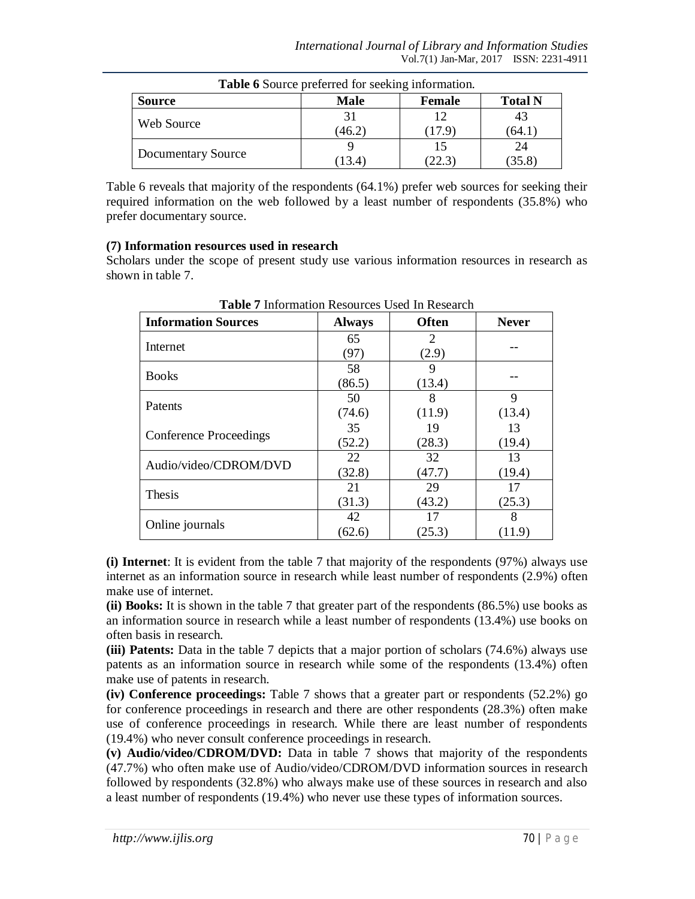**Table 6** Source preferred for seeking information.

| Source | Male | Female | Total N |
|---|---|---|---|
| Web Source | 31 (46.2) | 12 (17.9) | 43 (64.1) |
| Documentary Source | 9 (13.4) | 15 (22.3) | 24 (35.8) |

Table 6 reveals that majority of the respondents (64.1%) prefer web sources for seeking their required information on the web followed by a least number of respondents (35.8%) who prefer documentary source.

**(7) Information resources used in research**

Scholars under the scope of present study use various information resources in research as shown in table 7.

**Table 7** Information Resources Used In Research

| Information Sources | Always | Often | Never |
|---|---|---|---|
| Internet | 65 (97) | 2 (2.9) | -- |
| Books | 58 (86.5) | 9 (13.4) | -- |
| Patents | 50 (74.6) | 8 (11.9) | 9 (13.4) |
| Conference Proceedings | 35 (52.2) | 19 (28.3) | 13 (19.4) |
| Audio/video/CDROM/DVD | 22 (32.8) | 32 (47.7) | 13 (19.4) |
| Thesis | 21 (31.3) | 29 (43.2) | 17 (25.3) |
| Online journals | 42 (62.6) | 17 (25.3) | 8 (11.9) |

**(i) Internet**: It is evident from the table 7 that majority of the respondents (97%) always use internet as an information source in research while least number of respondents (2.9%) often make use of internet.

**(ii) Books:** It is shown in the table 7 that greater part of the respondents (86.5%) use books as an information source in research while a least number of respondents (13.4%) use books on often basis in research.

**(iii) Patents:** Data in the table 7 depicts that a major portion of scholars (74.6%) always use patents as an information source in research while some of the respondents (13.4%) often make use of patents in research.

**(iv) Conference proceedings:** Table 7 shows that a greater part or respondents (52.2%) go for conference proceedings in research and there are other respondents (28.3%) often make use of conference proceedings in research. While there are least number of respondents (19.4%) who never consult conference proceedings in research.

**(v) Audio/video/CDROM/DVD:** Data in table 7 shows that majority of the respondents (47.7%) who often make use of Audio/video/CDROM/DVD information sources in research followed by respondents (32.8%) who always make use of these sources in research and also a least number of respondents (19.4%) who never use these types of information sources.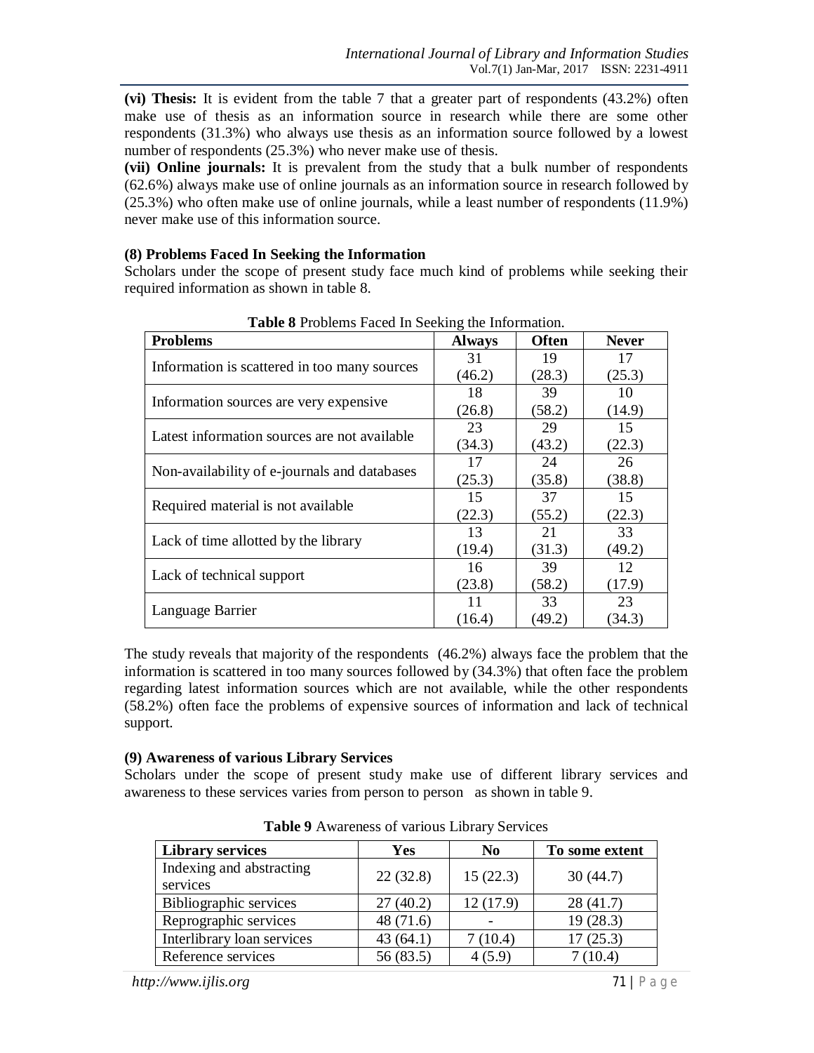**(vi) Thesis:** It is evident from the table 7 that a greater part of respondents (43.2%) often make use of thesis as an information source in research while there are some other respondents (31.3%) who always use thesis as an information source followed by a lowest number of respondents (25.3%) who never make use of thesis.

**(vii) Online journals:** It is prevalent from the study that a bulk number of respondents (62.6%) always make use of online journals as an information source in research followed by (25.3%) who often make use of online journals, while a least number of respondents (11.9%) never make use of this information source.

### (8) Problems Faced In Seeking the Information

Scholars under the scope of present study face much kind of problems while seeking their required information as shown in table 8.

**Table 8** Problems Faced In Seeking the Information.

| Problems | Always | Often | Never |
|---|---|---|---|
| Information is scattered in too many sources | 31 (46.2) | 19 (28.3) | 17 (25.3) |
| Information sources are very expensive | 18 (26.8) | 39 (58.2) | 10 (14.9) |
| Latest information sources are not available | 23 (34.3) | 29 (43.2) | 15 (22.3) |
| Non-availability of e-journals and databases | 17 (25.3) | 24 (35.8) | 26 (38.8) |
| Required material is not available | 15 (22.3) | 37 (55.2) | 15 (22.3) |
| Lack of time allotted by the library | 13 (19.4) | 21 (31.3) | 33 (49.2) |
| Lack of technical support | 16 (23.8) | 39 (58.2) | 12 (17.9) |
| Language Barrier | 11 (16.4) | 33 (49.2) | 23 (34.3) |

The study reveals that majority of the respondents (46.2%) always face the problem that the information is scattered in too many sources followed by (34.3%) that often face the problem regarding latest information sources which are not available, while the other respondents (58.2%) often face the problems of expensive sources of information and lack of technical support.

### (9) Awareness of various Library Services

Scholars under the scope of present study make use of different library services and awareness to these services varies from person to person as shown in table 9.

**Table 9** Awareness of various Library Services

| Library services | Yes | No | To some extent |
|---|---|---|---|
| Indexing and abstracting services | 22 (32.8) | 15 (22.3) | 30 (44.7) |
| Bibliographic services | 27 (40.2) | 12 (17.9) | 28 (41.7) |
| Reprographic services | 48 (71.6) | - | 19 (28.3) |
| Interlibrary loan services | 43 (64.1) | 7 (10.4) | 17 (25.3) |
| Reference services | 56 (83.5) | 4 (5.9) | 7 (10.4) |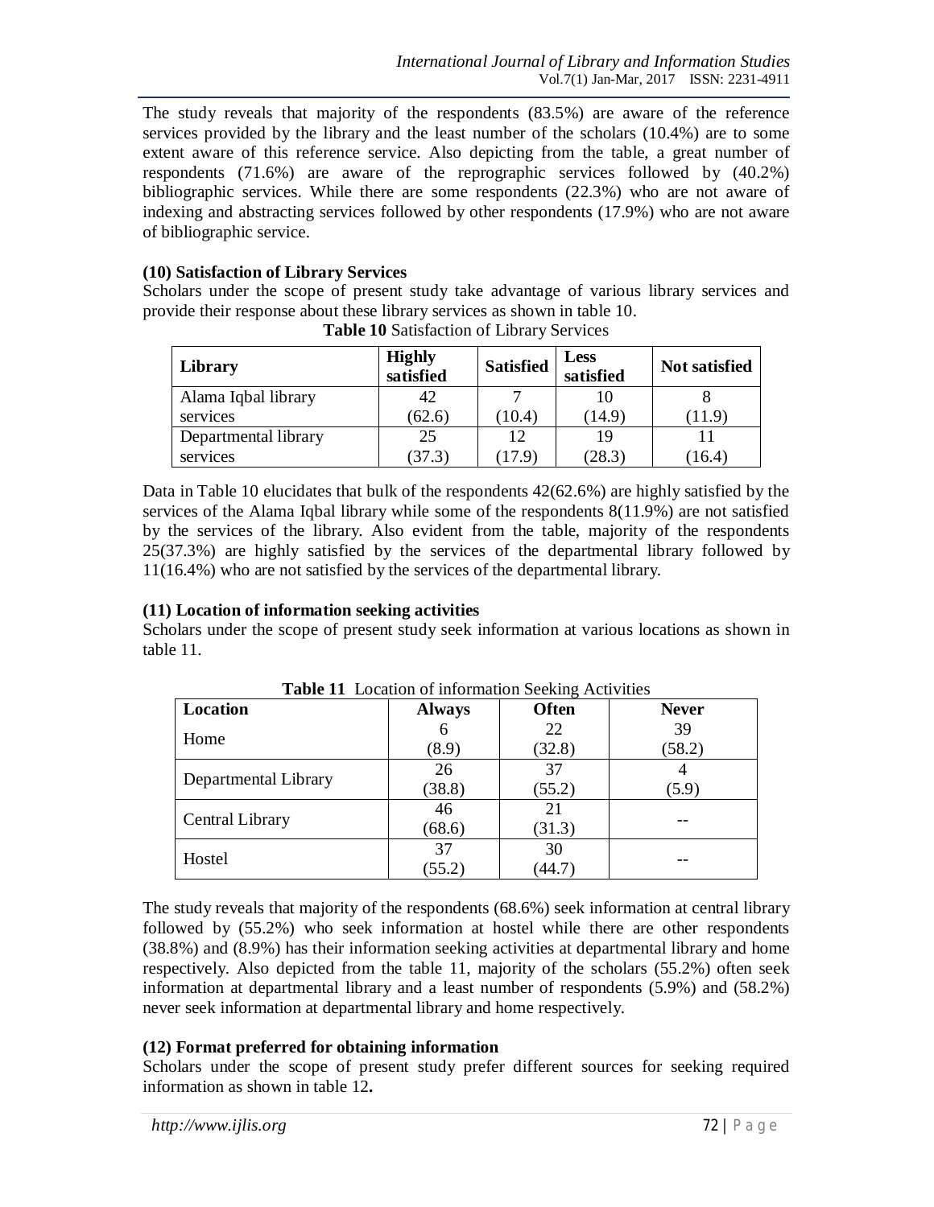The study reveals that majority of the respondents (83.5%) are aware of the reference services provided by the library and the least number of the scholars (10.4%) are to some extent aware of this reference service. Also depicting from the table, a great number of respondents (71.6%) are aware of the reprographic services followed by (40.2%) bibliographic services. While there are some respondents (22.3%) who are not aware of indexing and abstracting services followed by other respondents (17.9%) who are not aware of bibliographic service.

**(10) Satisfaction of Library Services**

Scholars under the scope of present study take advantage of various library services and provide their response about these library services as shown in table 10.

**Table 10** Satisfaction of Library Services

| Library | Highly satisfied | Satisfied | Less satisfied | Not satisfied |
|---|---|---|---|---|
| Alama Iqbal library services | 42 (62.6) | 7 (10.4) | 10 (14.9) | 8 (11.9) |
| Departmental library services | 25 (37.3) | 12 (17.9) | 19 (28.3) | 11 (16.4) |

Data in Table 10 elucidates that bulk of the respondents 42(62.6%) are highly satisfied by the services of the Alama Iqbal library while some of the respondents 8(11.9%) are not satisfied by the services of the library. Also evident from the table, majority of the respondents 25(37.3%) are highly satisfied by the services of the departmental library followed by 11(16.4%) who are not satisfied by the services of the departmental library.

**(11) Location of information seeking activities**

Scholars under the scope of present study seek information at various locations as shown in table 11.

**Table 11** Location of information Seeking Activities

| Location | Always | Often | Never |
|---|---|---|---|
| Home | 6 (8.9) | 22 (32.8) | 39 (58.2) |
| Departmental Library | 26 (38.8) | 37 (55.2) | 4 (5.9) |
| Central Library | 46 (68.6) | 21 (31.3) | -- |
| Hostel | 37 (55.2) | 30 (44.7) | -- |

The study reveals that majority of the respondents (68.6%) seek information at central library followed by (55.2%) who seek information at hostel while there are other respondents (38.8%) and (8.9%) has their information seeking activities at departmental library and home respectively. Also depicted from the table 11, majority of the scholars (55.2%) often seek information at departmental library and a least number of respondents (5.9%) and (58.2%) never seek information at departmental library and home respectively.

**(12) Format preferred for obtaining information**

Scholars under the scope of present study prefer different sources for seeking required information as shown in table 12**.**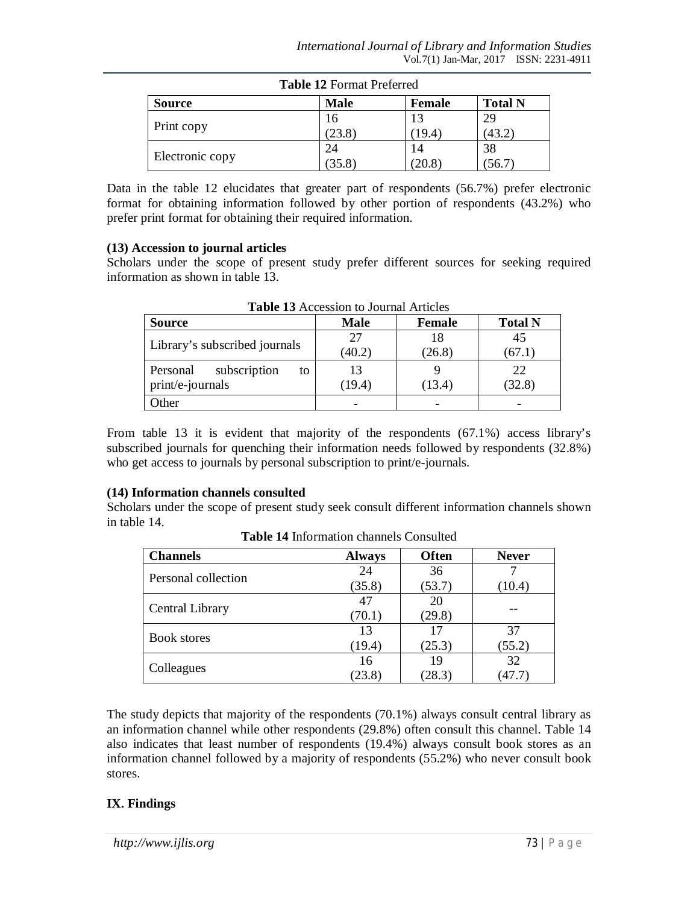**Table 12** Format Preferred

| Source | Male | Female | Total N |
|---|---|---|---|
| Print copy | 16 (23.8) | 13 (19.4) | 29 (43.2) |
| Electronic copy | 24 (35.8) | 14 (20.8) | 38 (56.7) |

Data in the table 12 elucidates that greater part of respondents (56.7%) prefer electronic format for obtaining information followed by other portion of respondents (43.2%) who prefer print format for obtaining their required information.

**(13) Accession to journal articles**

Scholars under the scope of present study prefer different sources for seeking required information as shown in table 13.

**Table 13** Accession to Journal Articles

| Source | Male | Female | Total N |
|---|---|---|---|
| Library's subscribed journals | 27 (40.2) | 18 (26.8) | 45 (67.1) |
| Personal subscription to print/e-journals | 13 (19.4) | 9 (13.4) | 22 (32.8) |
| Other | - | - | - |

From table 13 it is evident that majority of the respondents (67.1%) access library's subscribed journals for quenching their information needs followed by respondents (32.8%) who get access to journals by personal subscription to print/e-journals.

**(14) Information channels consulted**

Scholars under the scope of present study seek consult different information channels shown in table 14.

**Table 14** Information channels Consulted

| Channels | Always | Often | Never |
|---|---|---|---|
| Personal collection | 24 (35.8) | 36 (53.7) | 7 (10.4) |
| Central Library | 47 (70.1) | 20 (29.8) | -- |
| Book stores | 13 (19.4) | 17 (25.3) | 37 (55.2) |
| Colleagues | 16 (23.8) | 19 (28.3) | 32 (47.7) |

The study depicts that majority of the respondents (70.1%) always consult central library as an information channel while other respondents (29.8%) often consult this channel. Table 14 also indicates that least number of respondents (19.4%) always consult book stores as an information channel followed by a majority of respondents (55.2%) who never consult book stores.

## IX. Findings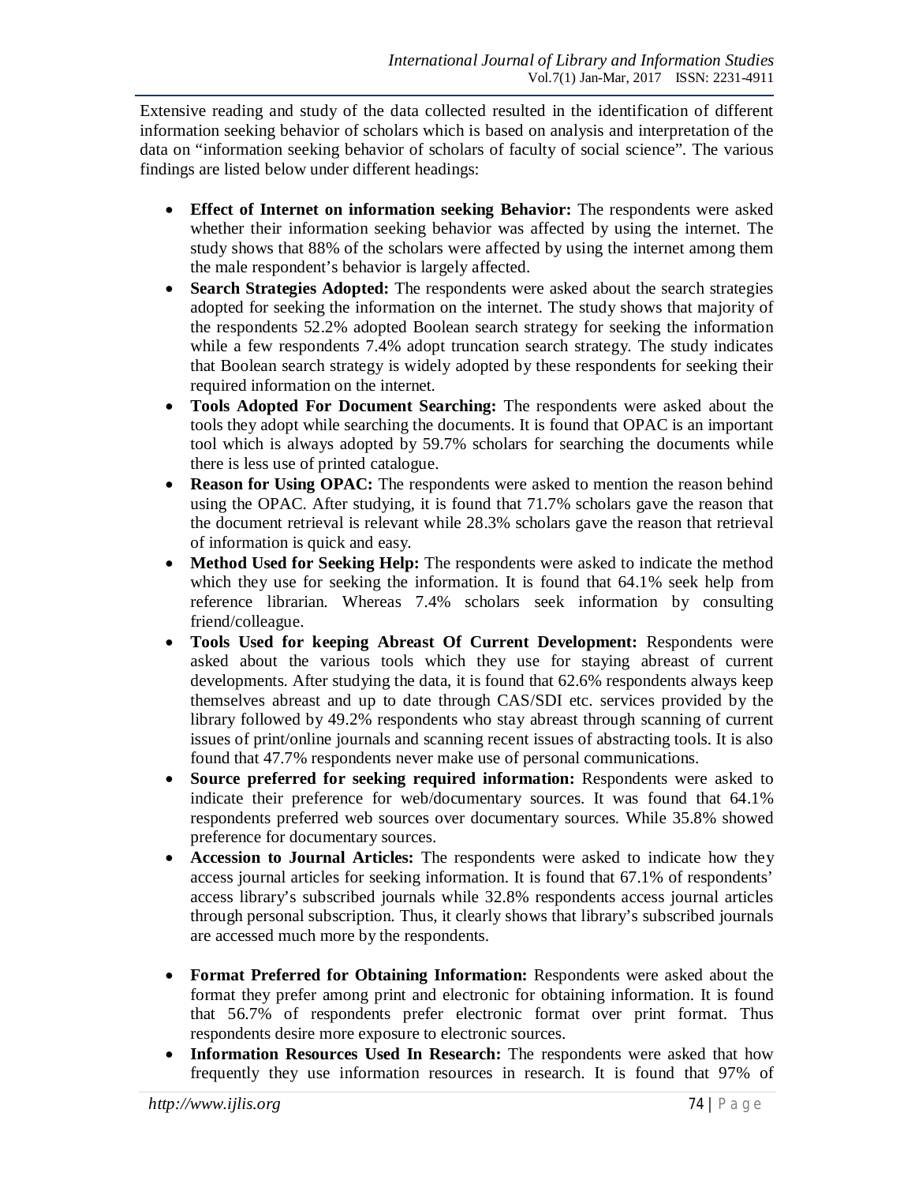Extensive reading and study of the data collected resulted in the identification of different information seeking behavior of scholars which is based on analysis and interpretation of the data on "information seeking behavior of scholars of faculty of social science". The various findings are listed below under different headings:

- **Effect of Internet on information seeking Behavior:** The respondents were asked whether their information seeking behavior was affected by using the internet. The study shows that 88% of the scholars were affected by using the internet among them the male respondent's behavior is largely affected.
- **Search Strategies Adopted:** The respondents were asked about the search strategies adopted for seeking the information on the internet. The study shows that majority of the respondents 52.2% adopted Boolean search strategy for seeking the information while a few respondents 7.4% adopt truncation search strategy. The study indicates that Boolean search strategy is widely adopted by these respondents for seeking their required information on the internet.
- **Tools Adopted For Document Searching:** The respondents were asked about the tools they adopt while searching the documents. It is found that OPAC is an important tool which is always adopted by 59.7% scholars for searching the documents while there is less use of printed catalogue.
- **Reason for Using OPAC:** The respondents were asked to mention the reason behind using the OPAC. After studying, it is found that 71.7% scholars gave the reason that the document retrieval is relevant while 28.3% scholars gave the reason that retrieval of information is quick and easy.
- **Method Used for Seeking Help:** The respondents were asked to indicate the method which they use for seeking the information. It is found that 64.1% seek help from reference librarian. Whereas 7.4% scholars seek information by consulting friend/colleague.
- **Tools Used for keeping Abreast Of Current Development:** Respondents were asked about the various tools which they use for staying abreast of current developments. After studying the data, it is found that 62.6% respondents always keep themselves abreast and up to date through CAS/SDI etc. services provided by the library followed by 49.2% respondents who stay abreast through scanning of current issues of print/online journals and scanning recent issues of abstracting tools. It is also found that 47.7% respondents never make use of personal communications.
- **Source preferred for seeking required information:** Respondents were asked to indicate their preference for web/documentary sources. It was found that 64.1% respondents preferred web sources over documentary sources. While 35.8% showed preference for documentary sources.
- **Accession to Journal Articles:** The respondents were asked to indicate how they access journal articles for seeking information. It is found that 67.1% of respondents' access library's subscribed journals while 32.8% respondents access journal articles through personal subscription. Thus, it clearly shows that library's subscribed journals are accessed much more by the respondents.
- **Format Preferred for Obtaining Information:** Respondents were asked about the format they prefer among print and electronic for obtaining information. It is found that 56.7% of respondents prefer electronic format over print format. Thus respondents desire more exposure to electronic sources.
- **Information Resources Used In Research:** The respondents were asked that how frequently they use information resources in research. It is found that 97% of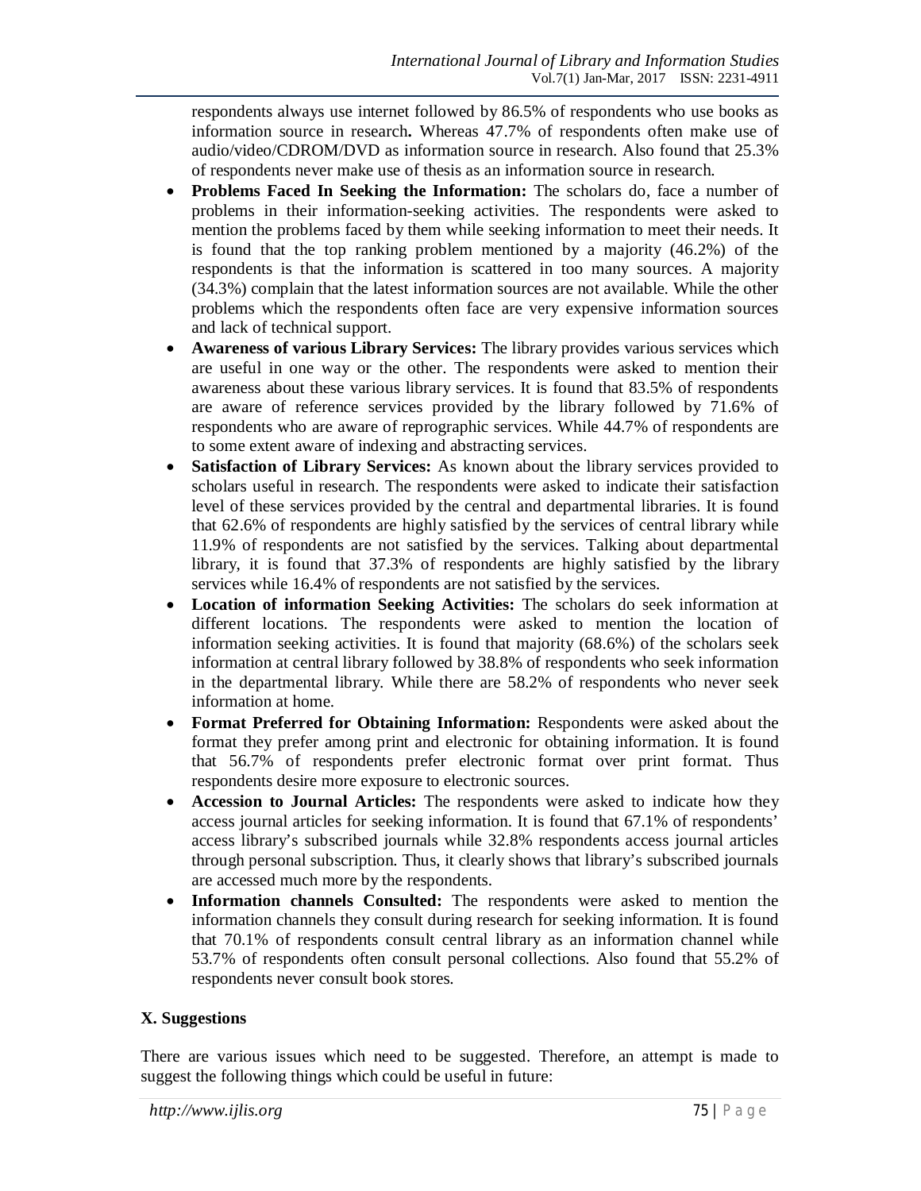respondents always use internet followed by 86.5% of respondents who use books as information source in research**.** Whereas 47.7% of respondents often make use of audio/video/CDROM/DVD as information source in research. Also found that 25.3% of respondents never make use of thesis as an information source in research.

- **Problems Faced In Seeking the Information:** The scholars do, face a number of problems in their information-seeking activities. The respondents were asked to mention the problems faced by them while seeking information to meet their needs. It is found that the top ranking problem mentioned by a majority (46.2%) of the respondents is that the information is scattered in too many sources. A majority (34.3%) complain that the latest information sources are not available. While the other problems which the respondents often face are very expensive information sources and lack of technical support.
- **Awareness of various Library Services:** The library provides various services which are useful in one way or the other. The respondents were asked to mention their awareness about these various library services. It is found that 83.5% of respondents are aware of reference services provided by the library followed by 71.6% of respondents who are aware of reprographic services. While 44.7% of respondents are to some extent aware of indexing and abstracting services.
- **Satisfaction of Library Services:** As known about the library services provided to scholars useful in research. The respondents were asked to indicate their satisfaction level of these services provided by the central and departmental libraries. It is found that 62.6% of respondents are highly satisfied by the services of central library while 11.9% of respondents are not satisfied by the services. Talking about departmental library, it is found that 37.3% of respondents are highly satisfied by the library services while 16.4% of respondents are not satisfied by the services.
- **Location of information Seeking Activities:** The scholars do seek information at different locations. The respondents were asked to mention the location of information seeking activities. It is found that majority (68.6%) of the scholars seek information at central library followed by 38.8% of respondents who seek information in the departmental library. While there are 58.2% of respondents who never seek information at home.
- **Format Preferred for Obtaining Information:** Respondents were asked about the format they prefer among print and electronic for obtaining information. It is found that 56.7% of respondents prefer electronic format over print format. Thus respondents desire more exposure to electronic sources.
- **Accession to Journal Articles:** The respondents were asked to indicate how they access journal articles for seeking information. It is found that 67.1% of respondents' access library's subscribed journals while 32.8% respondents access journal articles through personal subscription. Thus, it clearly shows that library's subscribed journals are accessed much more by the respondents.
- **Information channels Consulted:** The respondents were asked to mention the information channels they consult during research for seeking information. It is found that 70.1% of respondents consult central library as an information channel while 53.7% of respondents often consult personal collections. Also found that 55.2% of respondents never consult book stores.

## X. Suggestions

There are various issues which need to be suggested. Therefore, an attempt is made to suggest the following things which could be useful in future: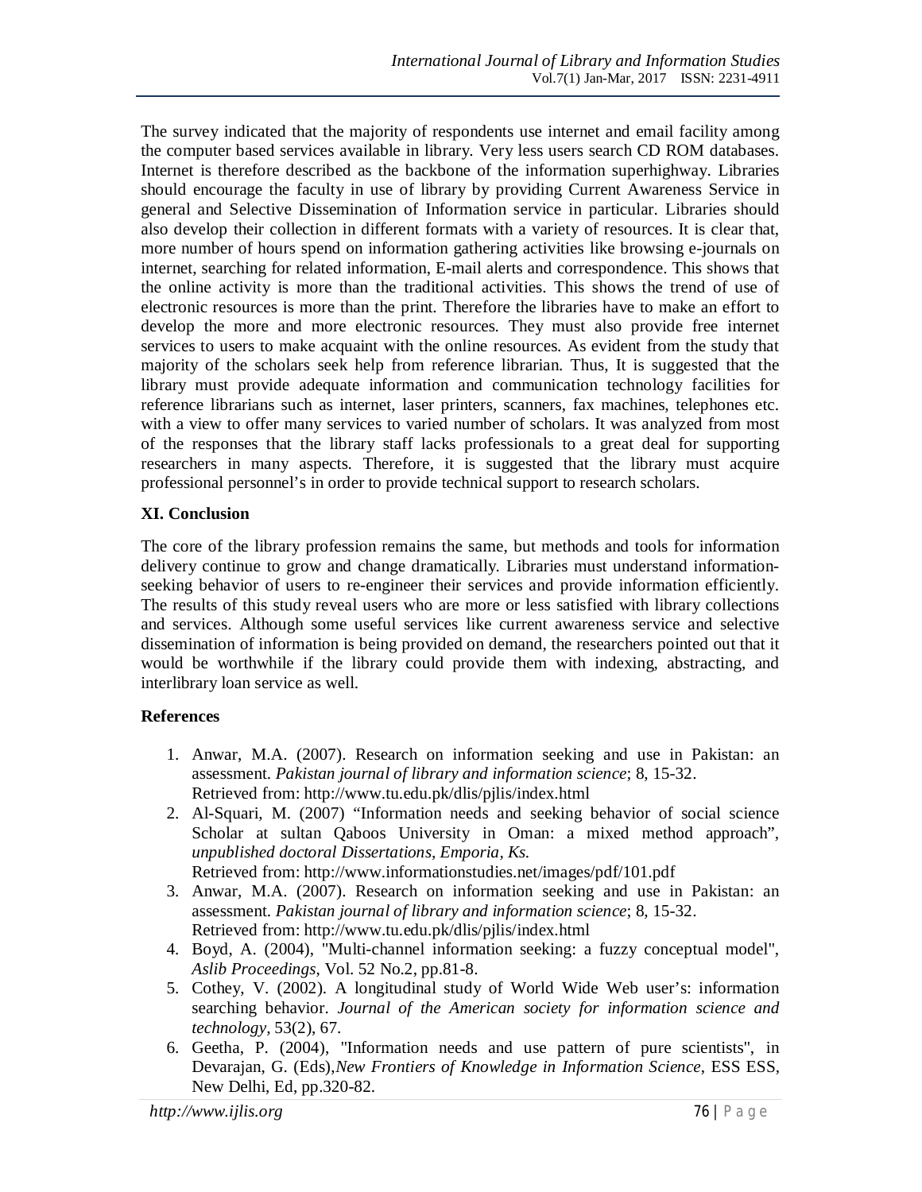The survey indicated that the majority of respondents use internet and email facility among the computer based services available in library. Very less users search CD ROM databases. Internet is therefore described as the backbone of the information superhighway. Libraries should encourage the faculty in use of library by providing Current Awareness Service in general and Selective Dissemination of Information service in particular. Libraries should also develop their collection in different formats with a variety of resources. It is clear that, more number of hours spend on information gathering activities like browsing e-journals on internet, searching for related information, E-mail alerts and correspondence. This shows that the online activity is more than the traditional activities. This shows the trend of use of electronic resources is more than the print. Therefore the libraries have to make an effort to develop the more and more electronic resources. They must also provide free internet services to users to make acquaint with the online resources. As evident from the study that majority of the scholars seek help from reference librarian. Thus, It is suggested that the library must provide adequate information and communication technology facilities for reference librarians such as internet, laser printers, scanners, fax machines, telephones etc. with a view to offer many services to varied number of scholars. It was analyzed from most of the responses that the library staff lacks professionals to a great deal for supporting researchers in many aspects. Therefore, it is suggested that the library must acquire professional personnel's in order to provide technical support to research scholars.

## XI. Conclusion

The core of the library profession remains the same, but methods and tools for information delivery continue to grow and change dramatically. Libraries must understand information-seeking behavior of users to re-engineer their services and provide information efficiently. The results of this study reveal users who are more or less satisfied with library collections and services. Although some useful services like current awareness service and selective dissemination of information is being provided on demand, the researchers pointed out that it would be worthwhile if the library could provide them with indexing, abstracting, and interlibrary loan service as well.

## References

1. Anwar, M.A. (2007). Research on information seeking and use in Pakistan: an assessment. *Pakistan journal of library and information science*; 8, 15-32. Retrieved from: http://www.tu.edu.pk/dlis/pjlis/index.html
2. Al-Squari, M. (2007) "Information needs and seeking behavior of social science Scholar at sultan Qaboos University in Oman: a mixed method approach", *unpublished doctoral Dissertations, Emporia, Ks.* Retrieved from: http://www.informationstudies.net/images/pdf/101.pdf
3. Anwar, M.A. (2007). Research on information seeking and use in Pakistan: an assessment. *Pakistan journal of library and information science*; 8, 15-32. Retrieved from: http://www.tu.edu.pk/dlis/pjlis/index.html
4. Boyd, A. (2004), "Multi-channel information seeking: a fuzzy conceptual model", *Aslib Proceedings*, Vol. 52 No.2, pp.81-8.
5. Cothey, V. (2002). A longitudinal study of World Wide Web user's: information searching behavior. *Journal of the American society for information science and technology*, 53(2), 67.
6. Geetha, P. (2004), "Information needs and use pattern of pure scientists", in Devarajan, G. (Eds),*New Frontiers of Knowledge in Information Science*, ESS ESS, New Delhi, Ed, pp.320-82.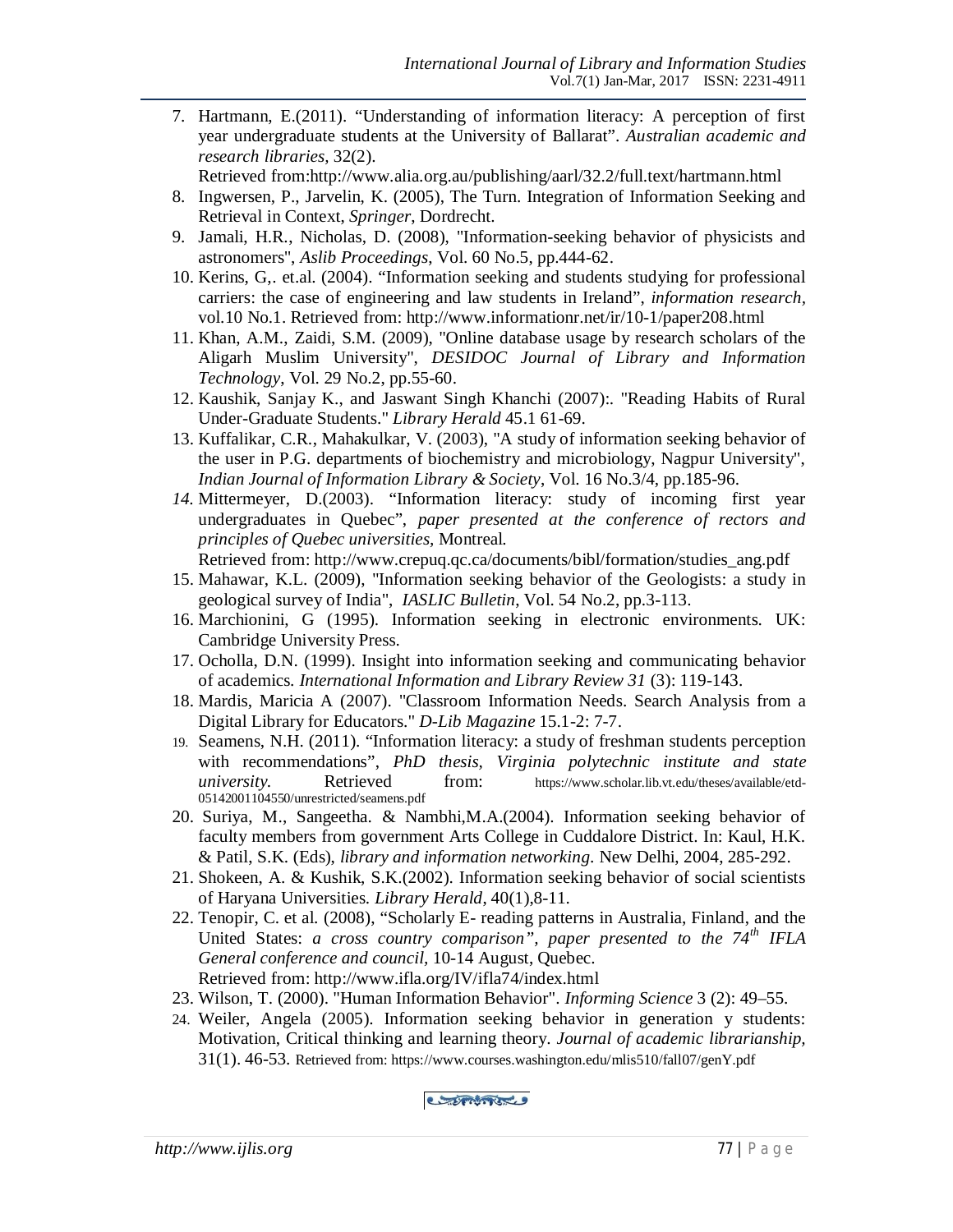7. Hartmann, E.(2011). "Understanding of information literacy: A perception of first year undergraduate students at the University of Ballarat". *Australian academic and research libraries,* 32(2).
   Retrieved from:http://www.alia.org.au/publishing/aarl/32.2/full.text/hartmann.html
8. Ingwersen, P., Jarvelin, K. (2005), The Turn. Integration of Information Seeking and Retrieval in Context, *Springer*, Dordrecht.
9. Jamali, H.R., Nicholas, D. (2008), "Information-seeking behavior of physicists and astronomers", *Aslib Proceedings*, Vol. 60 No.5, pp.444-62.
10. Kerins, G,. et.al. (2004). "Information seeking and students studying for professional carriers: the case of engineering and law students in Ireland", *information research,* vol.10 No.1. Retrieved from: http://www.informationr.net/ir/10-1/paper208.html
11. Khan, A.M., Zaidi, S.M. (2009), "Online database usage by research scholars of the Aligarh Muslim University", *DESIDOC Journal of Library and Information Technology*, Vol. 29 No.2, pp.55-60.
12. Kaushik, Sanjay K., and Jaswant Singh Khanchi (2007):. "Reading Habits of Rural Under-Graduate Students." *Library Herald* 45.1 61-69.
13. Kuffalikar, C.R., Mahakulkar, V. (2003), "A study of information seeking behavior of the user in P.G. departments of biochemistry and microbiology, Nagpur University", *Indian Journal of Information Library & Society*, Vol. 16 No.3/4, pp.185-96.
14. Mittermeyer, D.(2003). "Information literacy: study of incoming first year undergraduates in Quebec", *paper presented at the conference of rectors and principles of Quebec universities,* Montreal.
    Retrieved from: http://www.crepuq.qc.ca/documents/bibl/formation/studies_ang.pdf
15. Mahawar, K.L. (2009), "Information seeking behavior of the Geologists: a study in geological survey of India", *IASLIC Bulletin*, Vol. 54 No.2, pp.3-113.
16. Marchionini, G (1995). Information seeking in electronic environments. UK: Cambridge University Press.
17. Ocholla, D.N. (1999). Insight into information seeking and communicating behavior of academics. *International Information and Library Review 31* (3): 119-143.
18. Mardis, Maricia A (2007). "Classroom Information Needs. Search Analysis from a Digital Library for Educators." *D-Lib Magazine* 15.1-2: 7-7.
19. Seamens, N.H. (2011). "Information literacy: a study of freshman students perception with recommendations", *PhD thesis, Virginia polytechnic institute and state university.* Retrieved from: https://www.scholar.lib.vt.edu/theses/available/etd-05142001104550/unrestricted/seamens.pdf
20. Suriya, M., Sangeetha. & Nambhi,M.A.(2004). Information seeking behavior of faculty members from government Arts College in Cuddalore District. In: Kaul, H.K. & Patil, S.K. (Eds), *library and information networking*. New Delhi, 2004, 285-292.
21. Shokeen, A. & Kushik, S.K.(2002). Information seeking behavior of social scientists of Haryana Universities. *Library Herald*, 40(1),8-11.
22. Tenopir, C. et al. (2008), "Scholarly E- reading patterns in Australia, Finland, and the United States: *a cross country comparison", paper presented to the 74th IFLA General conference and council,* 10-14 August, Quebec.
    Retrieved from: http://www.ifla.org/IV/ifla74/index.html
23. Wilson, T. (2000). "Human Information Behavior". *Informing Science* 3 (2): 49–55.
24. Weiler, Angela (2005). Information seeking behavior in generation y students: Motivation, Critical thinking and learning theory. *Journal of academic librarianship*, 31(1). 46-53. Retrieved from: https://www.courses.washington.edu/mlis510/fall07/genY.pdf